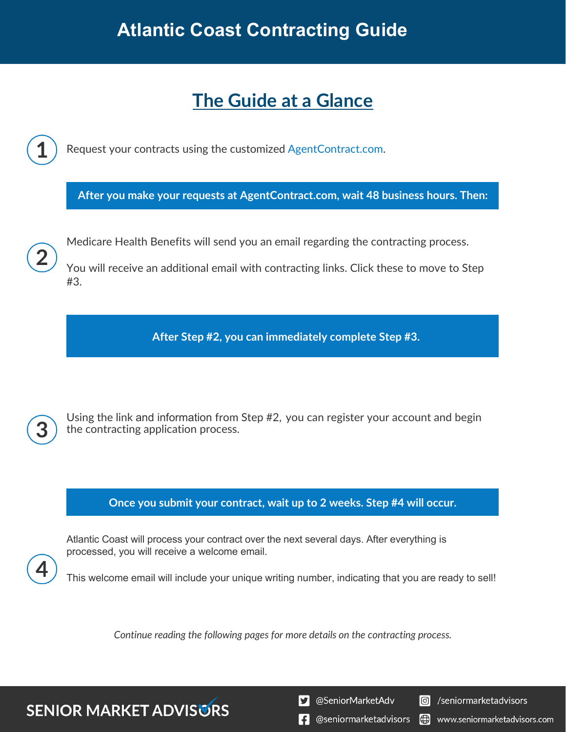# Atlantic Coast Contracting Guide

## The Guide at a Glance

**1** Request your contracts using the customized AgentContract.com.

**After you make your requests at AgentContract.com, wait 48 business hours. Then:**

**2** Medicare Health Benefits will send you an email regarding the contracting process.

You will receive an additional email with contracting links. Click these to move to Step #3.

**After Step #2, you can immediately complete Step #3.**

**3** Using the link and information from Step #2, you can register your account and begin the contracting application process.

**Once you submit your contract, wait up to 2 weeks. Step #4 will occur.**

**4** Atlantic Coast will process your contract over the next several days. After everything is processed, you will receive a welcome email.

This welcome email will include your unique writing number, indicating that you are ready to sell!

*Continue reading the following pages for more details on the contracting process.*

SENIOR MARKET ADVISORS

@SeniorMarketAdv
/seniormarketadvisors
@seniormarketadvisors
www.seniormarketadvisors.com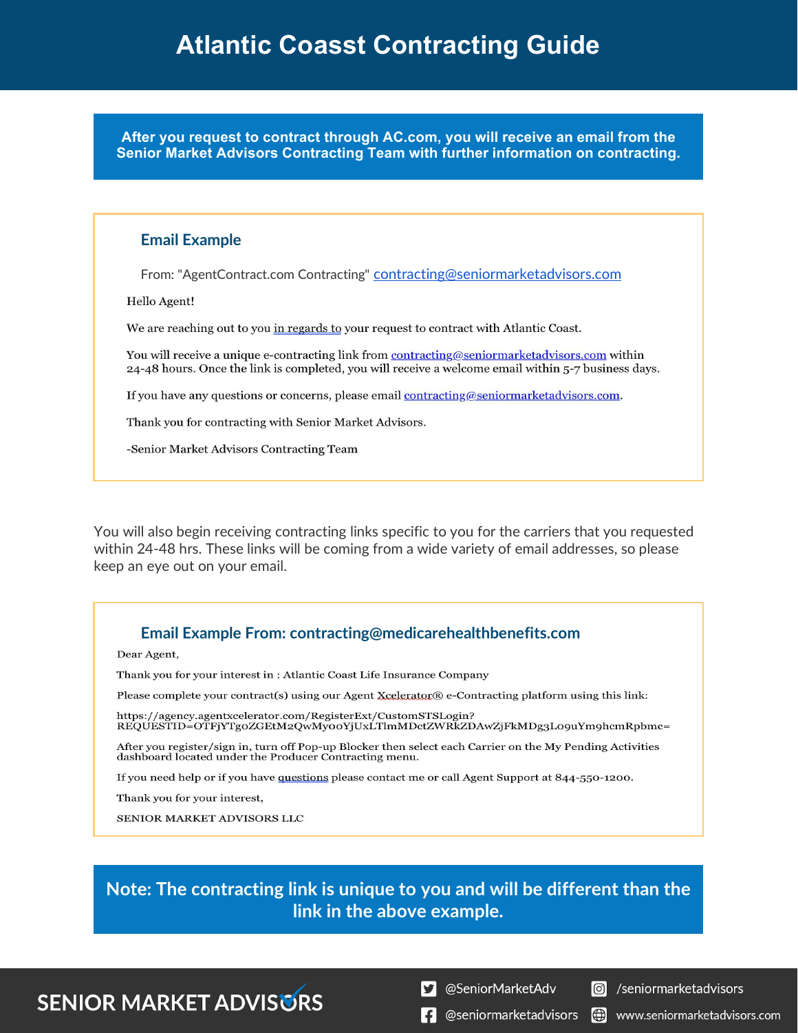# Atlantic Coasst Contracting Guide

**After you request to contract through AC.com, you will receive an email from the Senior Market Advisors Contracting Team with further information on contracting.**

### Email Example

From: "AgentContract.com Contracting" contracting@seniormarketadvisors.com

Hello Agent!

We are reaching out to you in regards to your request to contract with Atlantic Coast.

You will receive a unique e-contracting link from contracting@seniormarketadvisors.com within 24-48 hours. Once the link is completed, you will receive a welcome email within 5-7 business days.

If you have any questions or concerns, please email contracting@seniormarketadvisors.com.

Thank you for contracting with Senior Market Advisors.

-Senior Market Advisors Contracting Team

You will also begin receiving contracting links specific to you for the carriers that you requested within 24-48 hrs. These links will be coming from a wide variety of email addresses, so please keep an eye out on your email.

### Email Example From: contracting@medicarehealthbenefits.com

Dear Agent,

Thank you for your interest in : Atlantic Coast Life Insurance Company

Please complete your contract(s) using our Agent Xcelerator® e-Contracting platform using this link:

https://agency.agentxcelerator.com/RegisterExt/CustomSTSLogin?REQUESTID=OTFjYTg0ZGEtM2QwMy00YjUxLTlmMDctZWRkZDAwZjFkMDg3L09uYm9hcmRpbmc=

After you register/sign in, turn off Pop-up Blocker then select each Carrier on the My Pending Activities dashboard located under the Producer Contracting menu.

If you need help or if you have questions please contact me or call Agent Support at 844-550-1200.

Thank you for your interest,

SENIOR MARKET ADVISORS LLC

**Note: The contracting link is unique to you and will be different than the link in the above example.**

SENIOR MARKET ADVISORS

@SeniorMarketAdv | /seniormarketadvisors

@seniormarketadvisors | www.seniormarketadvisors.com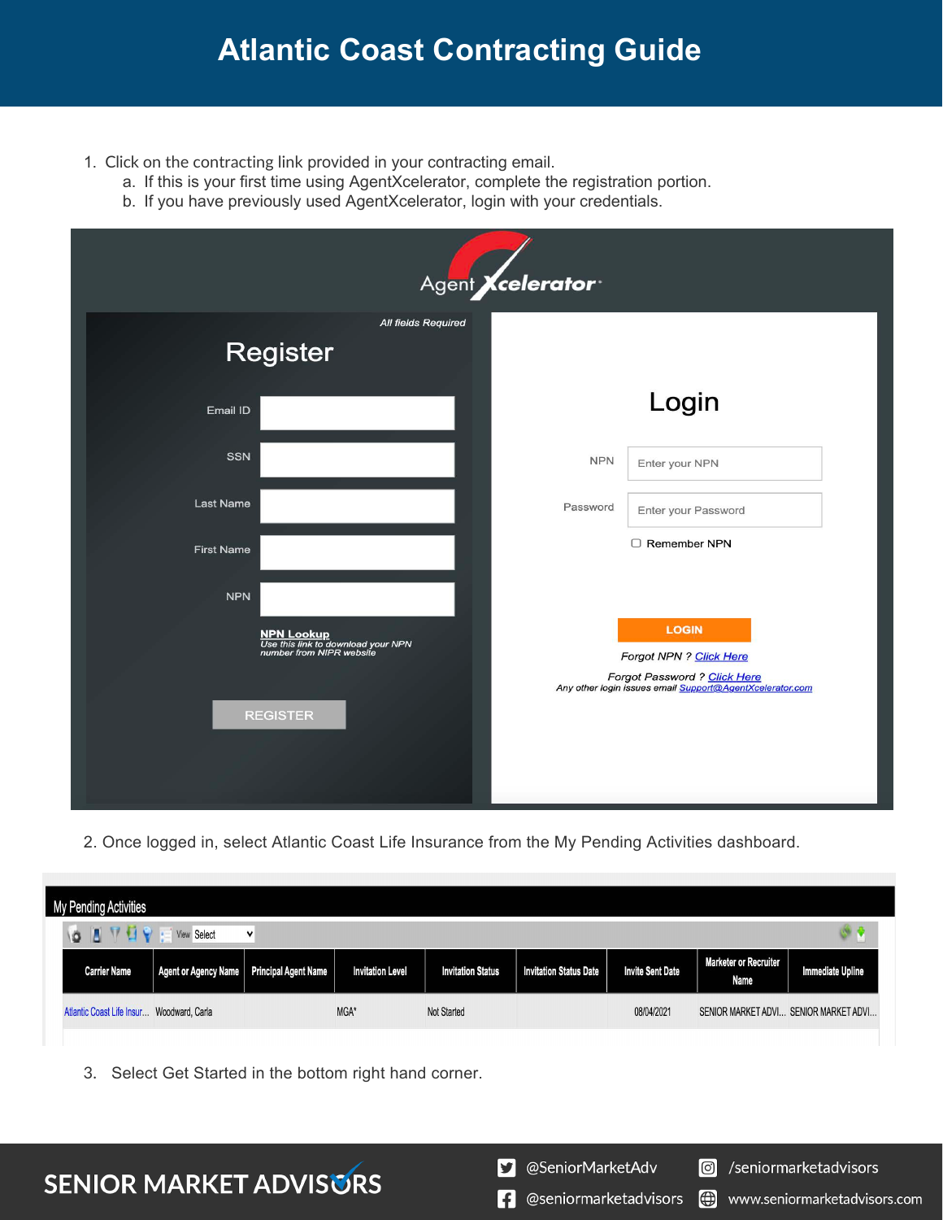# Atlantic Coast Contracting Guide

1. Click on the contracting link provided in your contracting email.
   a. If this is your first time using AgentXcelerator, complete the registration portion.
   b. If you have previously used AgentXcelerator, login with your credentials.

AgentXcelerator

*All fields Required*

**Register**

Email ID

SSN

Last Name

First Name

NPN

**NPN Lookup**
*Use this link to download your NPN number from NIPR website*

REGISTER

**Login**

NPN: Enter your NPN

Password: Enter your Password

Remember NPN

LOGIN

*Forgot NPN ? Click Here*

*Forgot Password ? Click Here*

*Any other login issues email Support@AgentXcelerator.com*

2. Once logged in, select Atlantic Coast Life Insurance from the My Pending Activities dashboard.

**My Pending Activities**

View: Select

| Carrier Name | Agent or Agency Name | Principal Agent Name | Invitation Level | Invitation Status | Invitation Status Date | Invite Sent Date | Marketer or Recruiter Name | Immediate Upline |
|---|---|---|---|---|---|---|---|---|
| Atlantic Coast Life Insur... | Woodward, Carla | | MGA* | Not Started | | 08/04/2021 | SENIOR MARKET ADVI... | SENIOR MARKET ADVI... |

3. Select Get Started in the bottom right hand corner.

SENIOR MARKET ADVISORS

@SeniorMarketAdv

/seniormarketadvisors

@seniormarketadvisors

www.seniormarketadvisors.com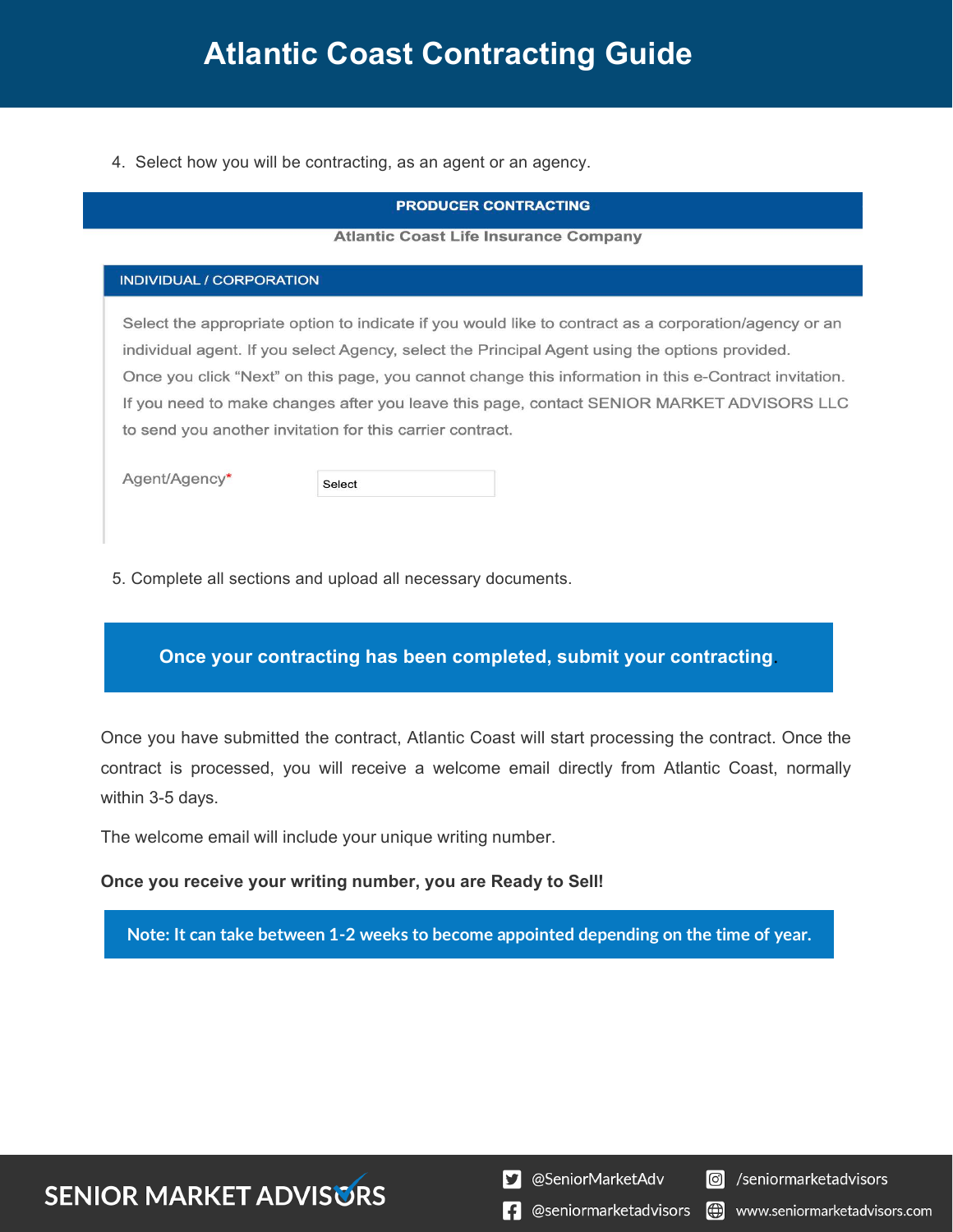# Atlantic Coast Contracting Guide

4. Select how you will be contracting, as an agent or an agency.

**PRODUCER CONTRACTING**

**Atlantic Coast Life Insurance Company**

INDIVIDUAL / CORPORATION

Select the appropriate option to indicate if you would like to contract as a corporation/agency or an individual agent. If you select Agency, select the Principal Agent using the options provided. Once you click "Next" on this page, you cannot change this information in this e-Contract invitation. If you need to make changes after you leave this page, contact SENIOR MARKET ADVISORS LLC to send you another invitation for this carrier contract.

Agent/Agency* Select

5. Complete all sections and upload all necessary documents.

**Once your contracting has been completed, submit your contracting.**

Once you have submitted the contract, Atlantic Coast will start processing the contract. Once the contract is processed, you will receive a welcome email directly from Atlantic Coast, normally within 3-5 days.

The welcome email will include your unique writing number.

**Once you receive your writing number, you are Ready to Sell!**

**Note: It can take between 1-2 weeks to become appointed depending on the time of year.**

SENIOR MARKET ADVISORS

@SeniorMarketAdv /seniormarketadvisors
@seniormarketadvisors www.seniormarketadvisors.com